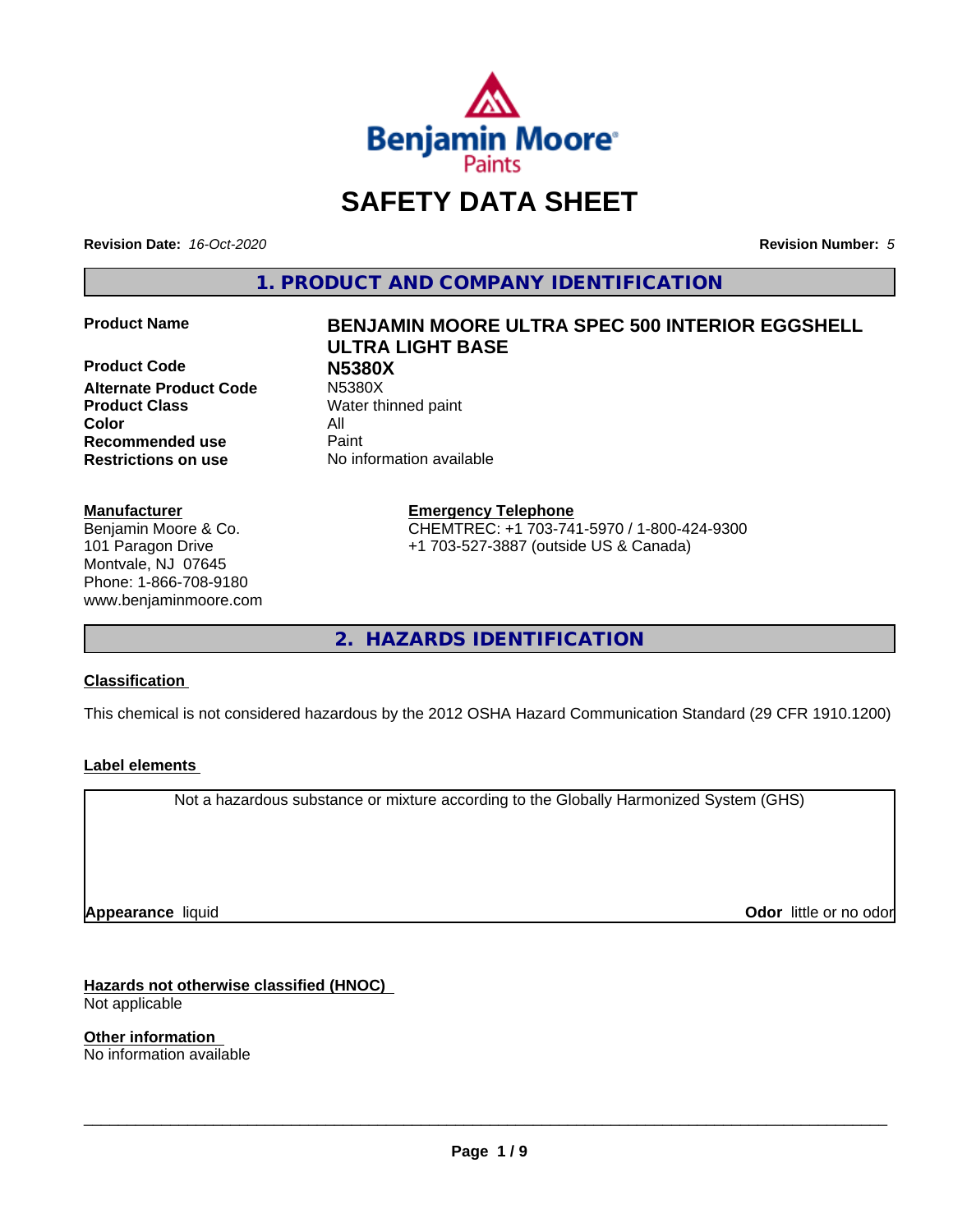# SAFETY DATA SHEET

**Revision Date:** *16-Oct-2020*

**Revision Number:** *5*

## 1. PRODUCT AND COMPANY IDENTIFICATION

| | |
|---|---|
| **Product Name** | **BENJAMIN MOORE ULTRA SPEC 500 INTERIOR EGGSHELL ULTRA LIGHT BASE** |
| **Product Code** | **N5380X** |
| **Alternate Product Code** | N5380X |
| **Product Class** | Water thinned paint |
| **Color** | All |
| **Recommended use** | Paint |
| **Restrictions on use** | No information available |

**Manufacturer**
Benjamin Moore & Co.
101 Paragon Drive
Montvale, NJ 07645
Phone: 1-866-708-9180
www.benjaminmoore.com

**Emergency Telephone**
CHEMTREC: +1 703-741-5970 / 1-800-424-9300
+1 703-527-3887 (outside US & Canada)

## 2. HAZARDS IDENTIFICATION

**Classification**

This chemical is not considered hazardous by the 2012 OSHA Hazard Communication Standard (29 CFR 1910.1200)

**Label elements**

Not a hazardous substance or mixture according to the Globally Harmonized System (GHS)

**Appearance** liquid

**Odor** little or no odor

**Hazards not otherwise classified (HNOC)**
Not applicable

**Other information**
No information available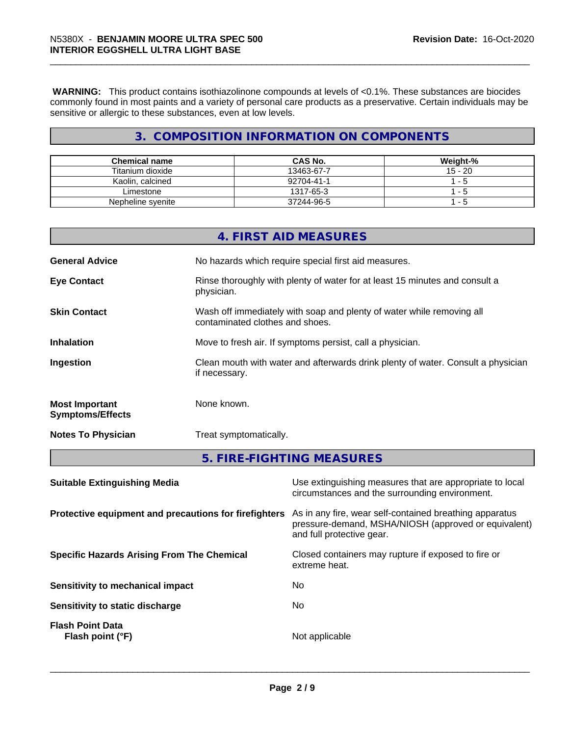**WARNING:** This product contains isothiazolinone compounds at levels of <0.1%. These substances are biocides commonly found in most paints and a variety of personal care products as a preservative. Certain individuals may be sensitive or allergic to these substances, even at low levels.

## 3. COMPOSITION INFORMATION ON COMPONENTS

| Chemical name | CAS No. | Weight-% |
|---|---|---|
| Titanium dioxide | 13463-67-7 | 15 - 20 |
| Kaolin, calcined | 92704-41-1 | 1 - 5 |
| Limestone | 1317-65-3 | 1 - 5 |
| Nepheline syenite | 37244-96-5 | 1 - 5 |

## 4. FIRST AID MEASURES

**General Advice** No hazards which require special first aid measures.

**Eye Contact** Rinse thoroughly with plenty of water for at least 15 minutes and consult a physician.

**Skin Contact** Wash off immediately with soap and plenty of water while removing all contaminated clothes and shoes.

**Inhalation** Move to fresh air. If symptoms persist, call a physician.

**Ingestion** Clean mouth with water and afterwards drink plenty of water. Consult a physician if necessary.

**Most Important Symptoms/Effects** None known.

**Notes To Physician** Treat symptomatically.

## 5. FIRE-FIGHTING MEASURES

**Suitable Extinguishing Media** Use extinguishing measures that are appropriate to local circumstances and the surrounding environment.

**Protective equipment and precautions for firefighters** As in any fire, wear self-contained breathing apparatus pressure-demand, MSHA/NIOSH (approved or equivalent) and full protective gear.

**Specific Hazards Arising From The Chemical** Closed containers may rupture if exposed to fire or extreme heat.

**Sensitivity to mechanical impact** No

**Sensitivity to static discharge** No

**Flash Point Data**
**Flash point (°F)** Not applicable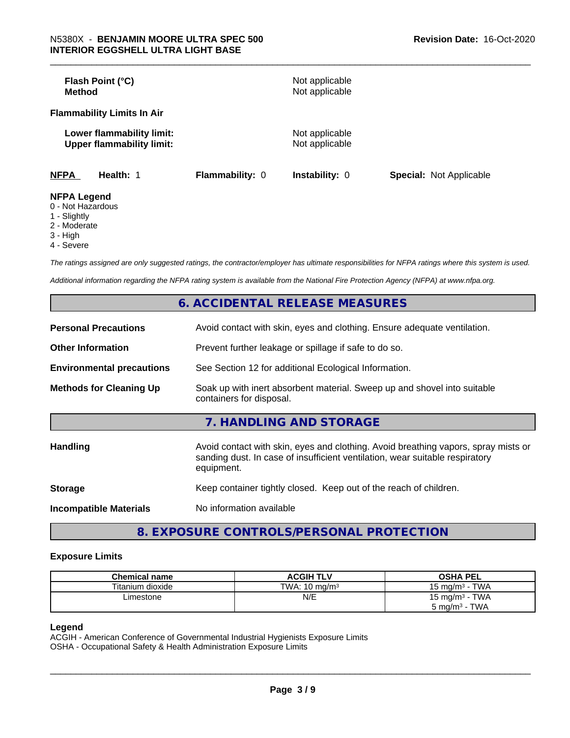**Flash Point (°C)** Not applicable
**Method** Not applicable

**Flammability Limits In Air**

**Lower flammability limit:** Not applicable
**Upper flammability limit:** Not applicable

| **NFPA** | **Health:** 1 | **Flammability:** 0 | **Instability:** 0 | **Special:** Not Applicable |
|---|---|---|---|---|

**NFPA Legend**
0 - Not Hazardous
1 - Slightly
2 - Moderate
3 - High
4 - Severe

*The ratings assigned are only suggested ratings, the contractor/employer has ultimate responsibilities for NFPA ratings where this system is used.*

*Additional information regarding the NFPA rating system is available from the National Fire Protection Agency (NFPA) at www.nfpa.org.*

## 6. ACCIDENTAL RELEASE MEASURES

| | |
|---|---|
| **Personal Precautions** | Avoid contact with skin, eyes and clothing. Ensure adequate ventilation. |
| **Other Information** | Prevent further leakage or spillage if safe to do so. |
| **Environmental precautions** | See Section 12 for additional Ecological Information. |
| **Methods for Cleaning Up** | Soak up with inert absorbent material. Sweep up and shovel into suitable containers for disposal. |

## 7. HANDLING AND STORAGE

| | |
|---|---|
| **Handling** | Avoid contact with skin, eyes and clothing. Avoid breathing vapors, spray mists or sanding dust. In case of insufficient ventilation, wear suitable respiratory equipment. |
| **Storage** | Keep container tightly closed. Keep out of the reach of children. |
| **Incompatible Materials** | No information available |

## 8. EXPOSURE CONTROLS/PERSONAL PROTECTION

### Exposure Limits

| Chemical name | ACGIH TLV | OSHA PEL |
|---|---|---|
| Titanium dioxide | TWA: 10 mg/m³ | 15 mg/m³ - TWA |
| Limestone | N/E | 15 mg/m³ - TWA<br>5 mg/m³ - TWA |

**Legend**
ACGIH - American Conference of Governmental Industrial Hygienists Exposure Limits
OSHA - Occupational Safety & Health Administration Exposure Limits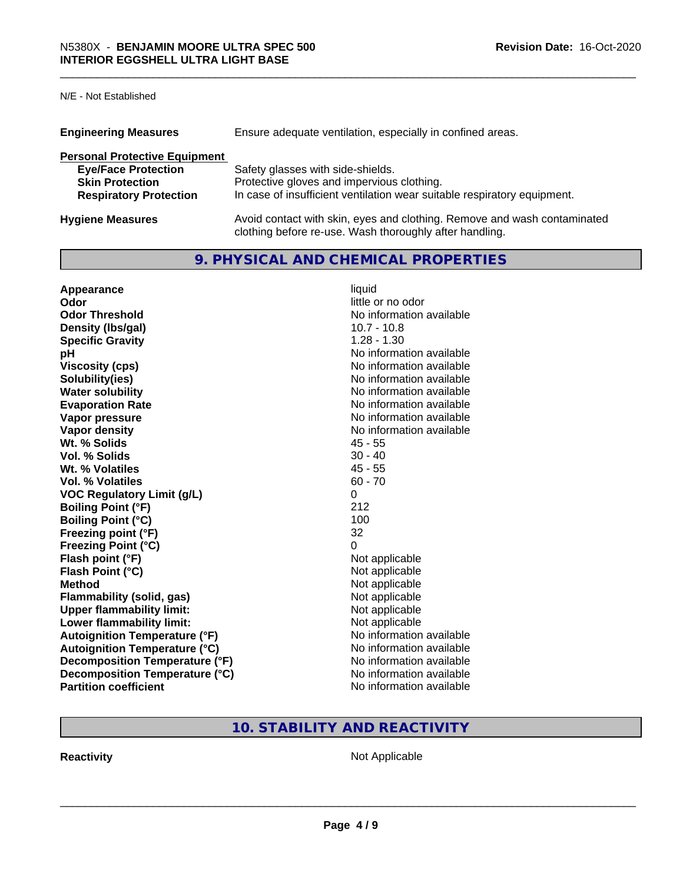N/E - Not Established

| | |
|---|---|
| **Engineering Measures** | Ensure adequate ventilation, especially in confined areas. |

**Personal Protective Equipment**

| | |
|---|---|
| **Eye/Face Protection** | Safety glasses with side-shields. |
| **Skin Protection** | Protective gloves and impervious clothing. |
| **Respiratory Protection** | In case of insufficient ventilation wear suitable respiratory equipment. |

| | |
|---|---|
| **Hygiene Measures** | Avoid contact with skin, eyes and clothing. Remove and wash contaminated clothing before re-use. Wash thoroughly after handling. |

## 9. PHYSICAL AND CHEMICAL PROPERTIES

| | |
|---|---|
| **Appearance** | liquid |
| **Odor** | little or no odor |
| **Odor Threshold** | No information available |
| **Density (lbs/gal)** | 10.7 - 10.8 |
| **Specific Gravity** | 1.28 - 1.30 |
| **pH** | No information available |
| **Viscosity (cps)** | No information available |
| **Solubility(ies)** | No information available |
| **Water solubility** | No information available |
| **Evaporation Rate** | No information available |
| **Vapor pressure** | No information available |
| **Vapor density** | No information available |
| **Wt. % Solids** | 45 - 55 |
| **Vol. % Solids** | 30 - 40 |
| **Wt. % Volatiles** | 45 - 55 |
| **Vol. % Volatiles** | 60 - 70 |
| **VOC Regulatory Limit (g/L)** | 0 |
| **Boiling Point (°F)** | 212 |
| **Boiling Point (°C)** | 100 |
| **Freezing point (°F)** | 32 |
| **Freezing Point (°C)** | 0 |
| **Flash point (°F)** | Not applicable |
| **Flash Point (°C)** | Not applicable |
| **Method** | Not applicable |
| **Flammability (solid, gas)** | Not applicable |
| **Upper flammability limit:** | Not applicable |
| **Lower flammability limit:** | Not applicable |
| **Autoignition Temperature (°F)** | No information available |
| **Autoignition Temperature (°C)** | No information available |
| **Decomposition Temperature (°F)** | No information available |
| **Decomposition Temperature (°C)** | No information available |
| **Partition coefficient** | No information available |

## 10. STABILITY AND REACTIVITY

| | |
|---|---|
| **Reactivity** | Not Applicable |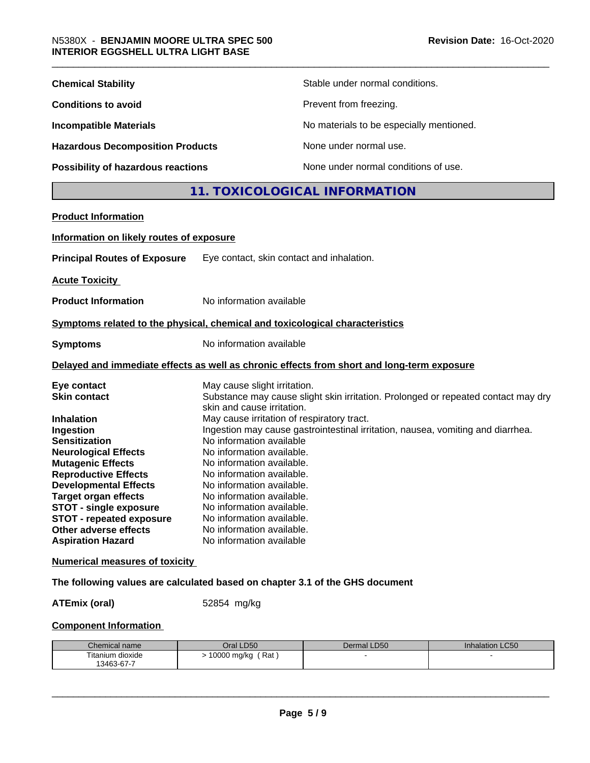**Chemical Stability** Stable under normal conditions.

**Conditions to avoid** Prevent from freezing.

**Incompatible Materials** No materials to be especially mentioned.

**Hazardous Decomposition Products** None under normal use.

**Possibility of hazardous reactions** None under normal conditions of use.

## 11. TOXICOLOGICAL INFORMATION

**Product Information**

**Information on likely routes of exposure**

**Principal Routes of Exposure** Eye contact, skin contact and inhalation.

**Acute Toxicity**

**Product Information** No information available

**Symptoms related to the physical, chemical and toxicological characteristics**

**Symptoms** No information available

**Delayed and immediate effects as well as chronic effects from short and long-term exposure**

**Eye contact** May cause slight irritation.
**Skin contact** Substance may cause slight skin irritation. Prolonged or repeated contact may dry skin and cause irritation.
**Inhalation** May cause irritation of respiratory tract.
**Ingestion** Ingestion may cause gastrointestinal irritation, nausea, vomiting and diarrhea.
**Sensitization** No information available
**Neurological Effects** No information available.
**Mutagenic Effects** No information available.
**Reproductive Effects** No information available.
**Developmental Effects** No information available.
**Target organ effects** No information available.
**STOT - single exposure** No information available.
**STOT - repeated exposure** No information available.
**Other adverse effects** No information available.
**Aspiration Hazard** No information available

**Numerical measures of toxicity**

**The following values are calculated based on chapter 3.1 of the GHS document**

**ATEmix (oral)** 52854 mg/kg

**Component Information**

| Chemical name | Oral LD50 | Dermal LD50 | Inhalation LC50 |
|---|---|---|---|
| Titanium dioxide 13463-67-7 | > 10000 mg/kg ( Rat ) | - | - |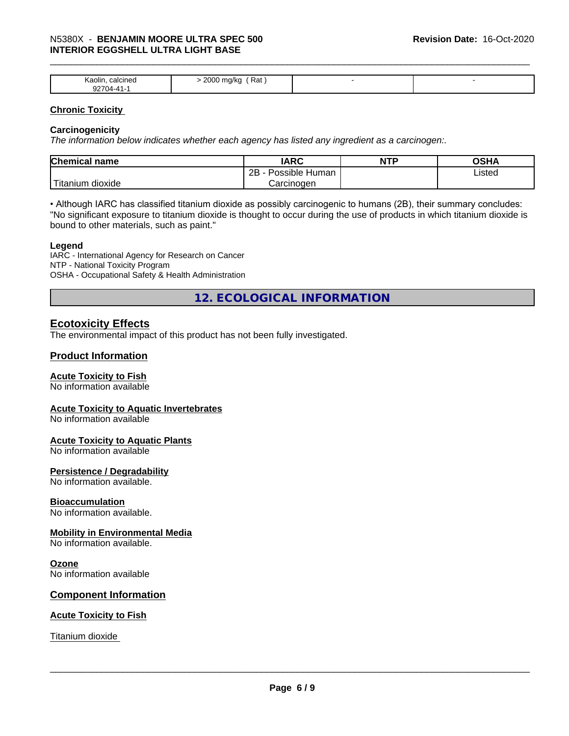| Kaolin, calcined 92704-41-1 | > 2000 mg/kg ( Rat ) | - | - |
|---|---|---|---|

**Chronic Toxicity**

**Carcinogenicity**

*The information below indicates whether each agency has listed any ingredient as a carcinogen:.*

| Chemical name | IARC | NTP | OSHA |
|---|---|---|---|
| Titanium dioxide | 2B - Possible Human Carcinogen | | Listed |

• Although IARC has classified titanium dioxide as possibly carcinogenic to humans (2B), their summary concludes: "No significant exposure to titanium dioxide is thought to occur during the use of products in which titanium dioxide is bound to other materials, such as paint."

**Legend**

IARC - International Agency for Research on Cancer
NTP - National Toxicity Program
OSHA - Occupational Safety & Health Administration

## 12. ECOLOGICAL INFORMATION

### Ecotoxicity Effects

The environmental impact of this product has not been fully investigated.

### Product Information

**Acute Toxicity to Fish**
No information available

**Acute Toxicity to Aquatic Invertebrates**
No information available

**Acute Toxicity to Aquatic Plants**
No information available

**Persistence / Degradability**
No information available.

**Bioaccumulation**
No information available.

**Mobility in Environmental Media**
No information available.

**Ozone**
No information available

### Component Information

**Acute Toxicity to Fish**

Titanium dioxide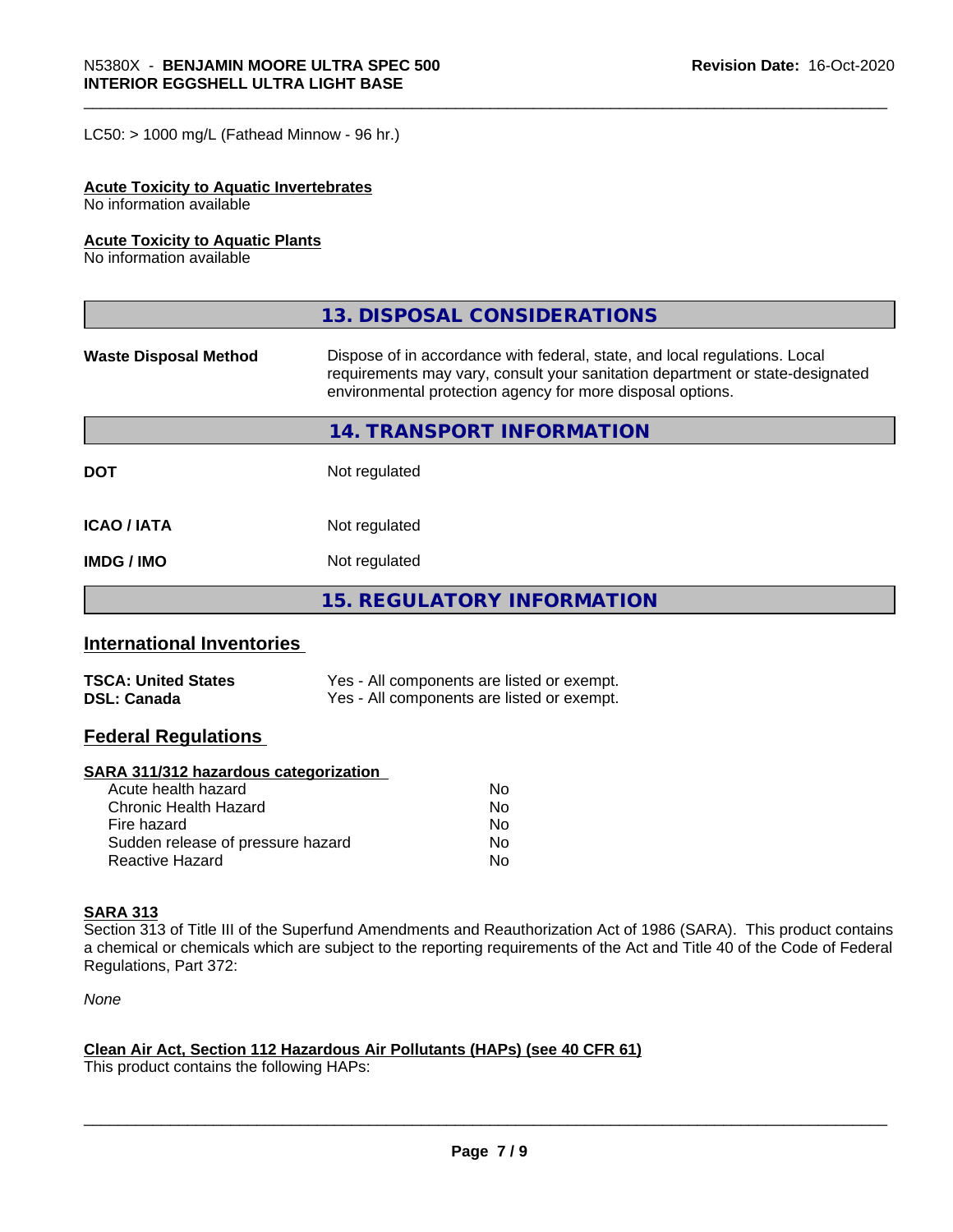LC50: > 1000 mg/L (Fathead Minnow - 96 hr.)

**Acute Toxicity to Aquatic Invertebrates**
No information available

**Acute Toxicity to Aquatic Plants**
No information available

## 13. DISPOSAL CONSIDERATIONS

| | |
|---|---|
| **Waste Disposal Method** | Dispose of in accordance with federal, state, and local regulations. Local requirements may vary, consult your sanitation department or state-designated environmental protection agency for more disposal options. |

## 14. TRANSPORT INFORMATION

| | |
|---|---|
| **DOT** | Not regulated |
| **ICAO / IATA** | Not regulated |
| **IMDG / IMO** | Not regulated |

## 15. REGULATORY INFORMATION

### International Inventories

| | |
|---|---|
| **TSCA: United States** | Yes - All components are listed or exempt. |
| **DSL: Canada** | Yes - All components are listed or exempt. |

### Federal Regulations

**SARA 311/312 hazardous categorization**

| | |
|---|---|
| Acute health hazard | No |
| Chronic Health Hazard | No |
| Fire hazard | No |
| Sudden release of pressure hazard | No |
| Reactive Hazard | No |

**SARA 313**
Section 313 of Title III of the Superfund Amendments and Reauthorization Act of 1986 (SARA). This product contains a chemical or chemicals which are subject to the reporting requirements of the Act and Title 40 of the Code of Federal Regulations, Part 372:

*None*

**Clean Air Act, Section 112 Hazardous Air Pollutants (HAPs) (see 40 CFR 61)**
This product contains the following HAPs: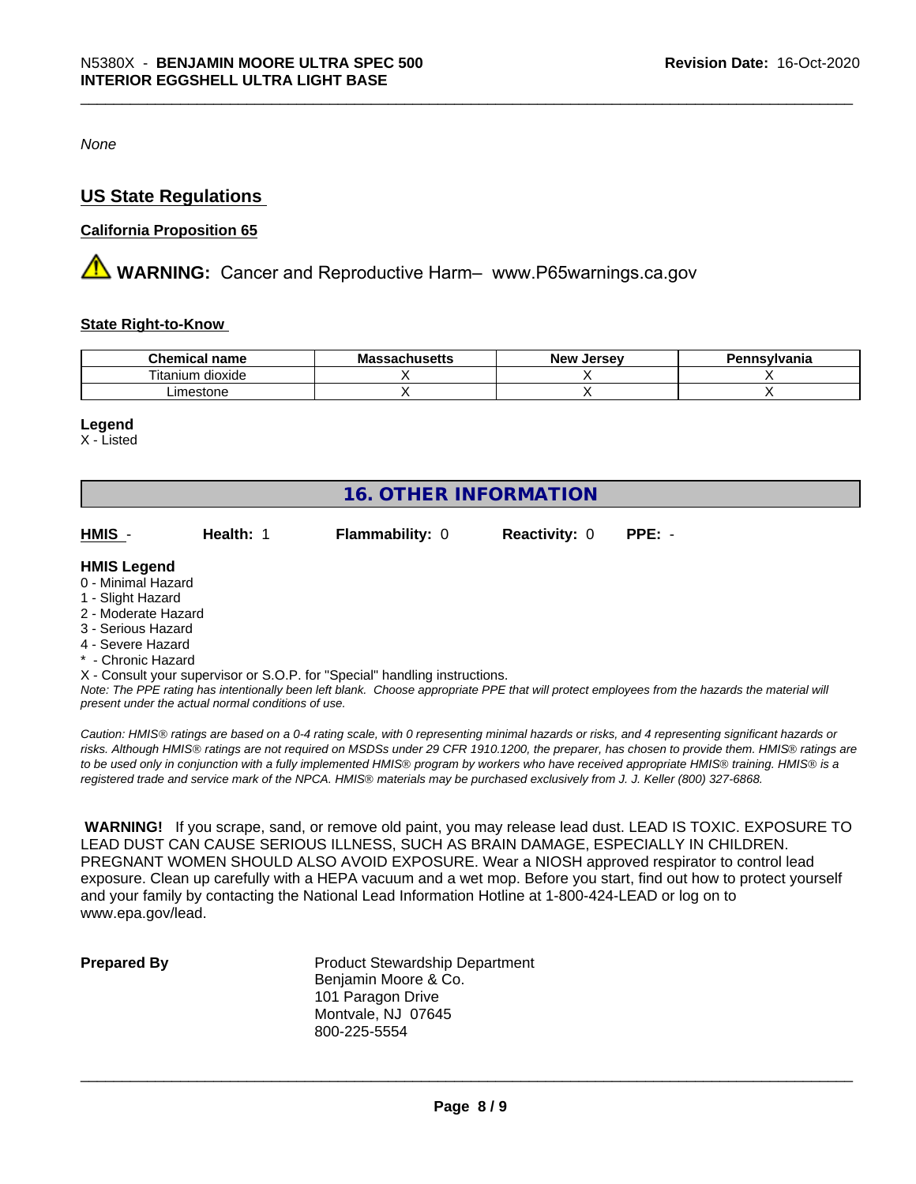*None*

## US State Regulations

**California Proposition 65**

⚠ **WARNING:** Cancer and Reproductive Harm– www.P65warnings.ca.gov

**State Right-to-Know**

| Chemical name | Massachusetts | New Jersey | Pennsylvania |
| --- | --- | --- | --- |
| Titanium dioxide | X | X | X |
| Limestone | X | X | X |

**Legend**
X - Listed

## 16. OTHER INFORMATION

**HMIS** - **Health:** 1 **Flammability:** 0 **Reactivity:** 0 **PPE:** -

**HMIS Legend**
0 - Minimal Hazard
1 - Slight Hazard
2 - Moderate Hazard
3 - Serious Hazard
4 - Severe Hazard
* - Chronic Hazard
X - Consult your supervisor or S.O.P. for "Special" handling instructions.
*Note: The PPE rating has intentionally been left blank. Choose appropriate PPE that will protect employees from the hazards the material will present under the actual normal conditions of use.*

*Caution: HMIS® ratings are based on a 0-4 rating scale, with 0 representing minimal hazards or risks, and 4 representing significant hazards or risks. Although HMIS® ratings are not required on MSDSs under 29 CFR 1910.1200, the preparer, has chosen to provide them. HMIS® ratings are to be used only in conjunction with a fully implemented HMIS® program by workers who have received appropriate HMIS® training. HMIS® is a registered trade and service mark of the NPCA. HMIS® materials may be purchased exclusively from J. J. Keller (800) 327-6868.*

**WARNING!** If you scrape, sand, or remove old paint, you may release lead dust. LEAD IS TOXIC. EXPOSURE TO LEAD DUST CAN CAUSE SERIOUS ILLNESS, SUCH AS BRAIN DAMAGE, ESPECIALLY IN CHILDREN. PREGNANT WOMEN SHOULD ALSO AVOID EXPOSURE. Wear a NIOSH approved respirator to control lead exposure. Clean up carefully with a HEPA vacuum and a wet mop. Before you start, find out how to protect yourself and your family by contacting the National Lead Information Hotline at 1-800-424-LEAD or log on to www.epa.gov/lead.

**Prepared By**
Product Stewardship Department
Benjamin Moore & Co.
101 Paragon Drive
Montvale, NJ 07645
800-225-5554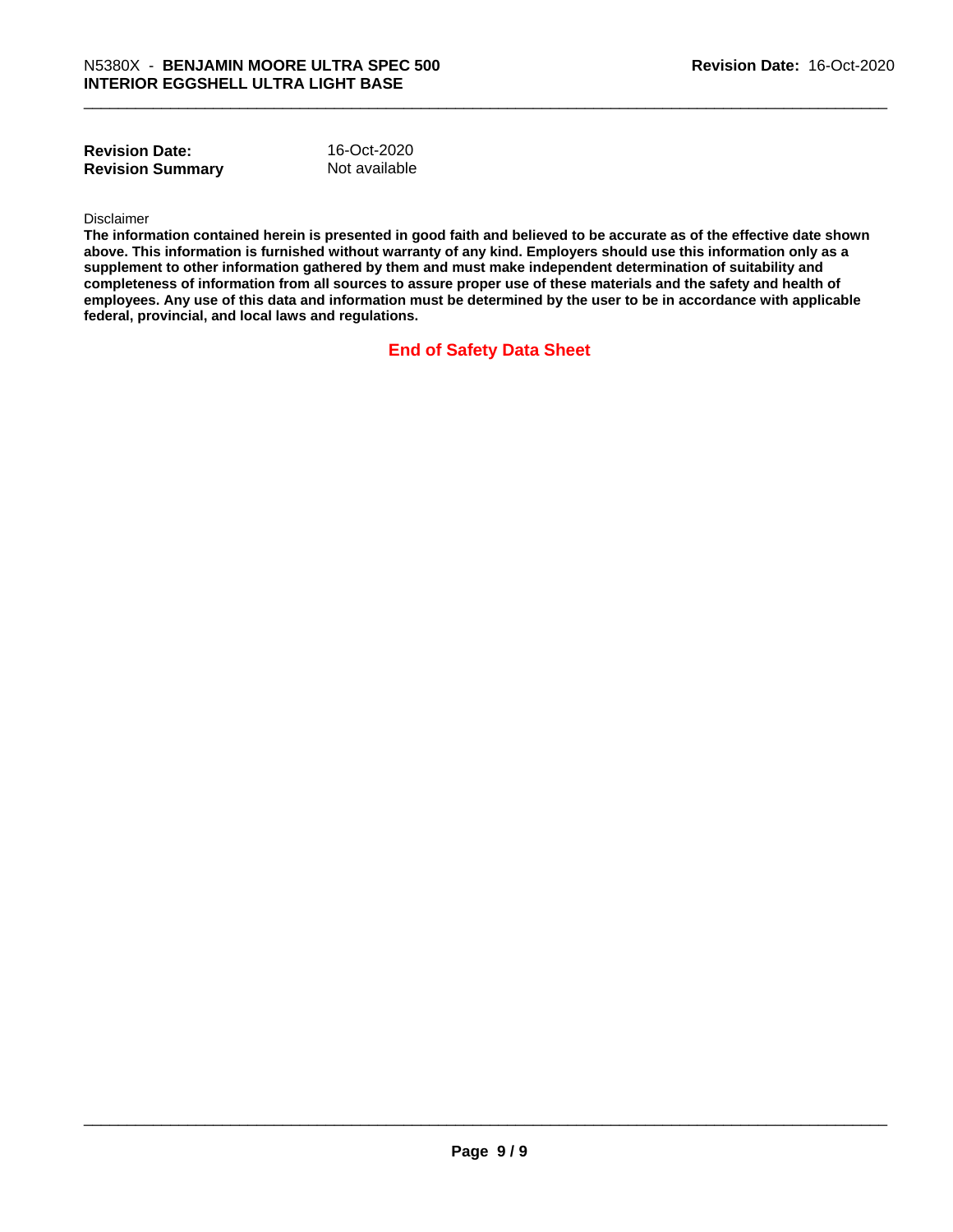| | |
|---|---|
| **Revision Date:** | 16-Oct-2020 |
| **Revision Summary** | Not available |

Disclaimer

**The information contained herein is presented in good faith and believed to be accurate as of the effective date shown above. This information is furnished without warranty of any kind. Employers should use this information only as a supplement to other information gathered by them and must make independent determination of suitability and completeness of information from all sources to assure proper use of these materials and the safety and health of employees. Any use of this data and information must be determined by the user to be in accordance with applicable federal, provincial, and local laws and regulations.**

**End of Safety Data Sheet**